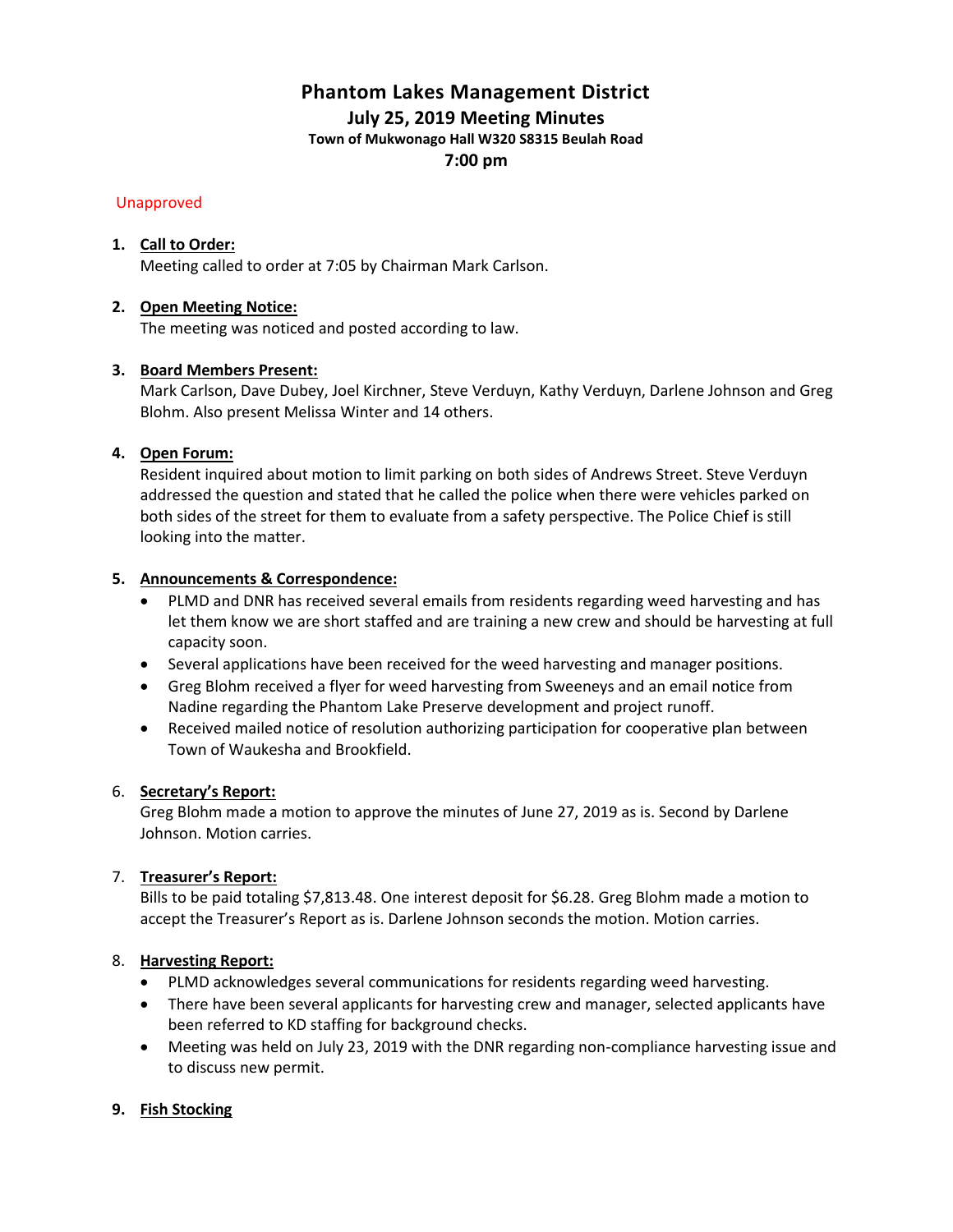# Phantom Lakes Management District

## July 25, 2019 Meeting Minutes

### Town of Mukwonago Hall W320 S8315 Beulah Road

### 7:00 pm

Unapproved

1. **Call to Order:**
   Meeting called to order at 7:05 by Chairman Mark Carlson.

2. **Open Meeting Notice:**
   The meeting was noticed and posted according to law.

3. **Board Members Present:**
   Mark Carlson, Dave Dubey, Joel Kirchner, Steve Verduyn, Kathy Verduyn, Darlene Johnson and Greg Blohm. Also present Melissa Winter and 14 others.

4. **Open Forum:**
   Resident inquired about motion to limit parking on both sides of Andrews Street. Steve Verduyn addressed the question and stated that he called the police when there were vehicles parked on both sides of the street for them to evaluate from a safety perspective. The Police Chief is still looking into the matter.

5. **Announcements & Correspondence:**
   - PLMD and DNR has received several emails from residents regarding weed harvesting and has let them know we are short staffed and are training a new crew and should be harvesting at full capacity soon.
   - Several applications have been received for the weed harvesting and manager positions.
   - Greg Blohm received a flyer for weed harvesting from Sweeneys and an email notice from Nadine regarding the Phantom Lake Preserve development and project runoff.
   - Received mailed notice of resolution authorizing participation for cooperative plan between Town of Waukesha and Brookfield.

6. **Secretary's Report:**
   Greg Blohm made a motion to approve the minutes of June 27, 2019 as is. Second by Darlene Johnson. Motion carries.

7. **Treasurer's Report:**
   Bills to be paid totaling $7,813.48. One interest deposit for $6.28. Greg Blohm made a motion to accept the Treasurer's Report as is. Darlene Johnson seconds the motion. Motion carries.

8. **Harvesting Report:**
   - PLMD acknowledges several communications for residents regarding weed harvesting.
   - There have been several applicants for harvesting crew and manager, selected applicants have been referred to KD staffing for background checks.
   - Meeting was held on July 23, 2019 with the DNR regarding non-compliance harvesting issue and to discuss new permit.

9. **Fish Stocking**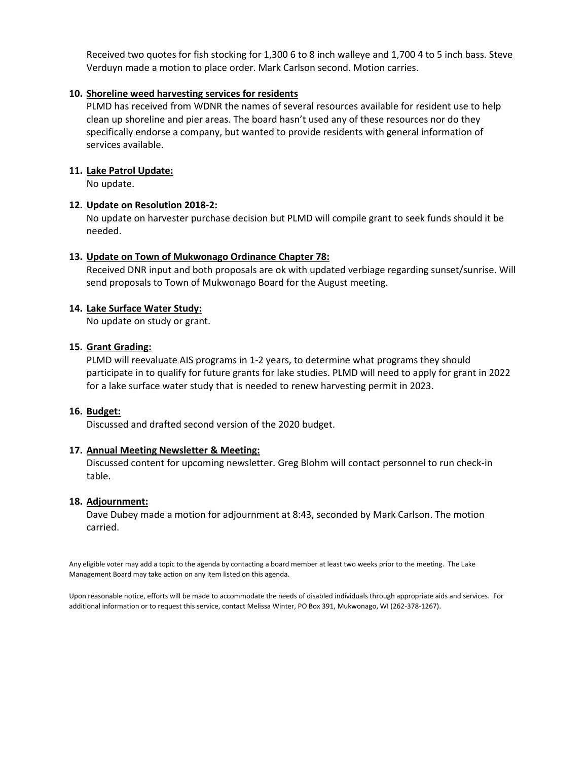Received two quotes for fish stocking for 1,300 6 to 8 inch walleye and 1,700 4 to 5 inch bass. Steve Verduyn made a motion to place order. Mark Carlson second. Motion carries.

10. **Shoreline weed harvesting services for residents**

    PLMD has received from WDNR the names of several resources available for resident use to help clean up shoreline and pier areas. The board hasn't used any of these resources nor do they specifically endorse a company, but wanted to provide residents with general information of services available.

11. **Lake Patrol Update:**

    No update.

12. **Update on Resolution 2018-2:**

    No update on harvester purchase decision but PLMD will compile grant to seek funds should it be needed.

13. **Update on Town of Mukwonago Ordinance Chapter 78:**

    Received DNR input and both proposals are ok with updated verbiage regarding sunset/sunrise. Will send proposals to Town of Mukwonago Board for the August meeting.

14. **Lake Surface Water Study:**

    No update on study or grant.

15. **Grant Grading:**

    PLMD will reevaluate AIS programs in 1-2 years, to determine what programs they should participate in to qualify for future grants for lake studies. PLMD will need to apply for grant in 2022 for a lake surface water study that is needed to renew harvesting permit in 2023.

16. **Budget:**

    Discussed and drafted second version of the 2020 budget.

17. **Annual Meeting Newsletter & Meeting:**

    Discussed content for upcoming newsletter. Greg Blohm will contact personnel to run check-in table.

18. **Adjournment:**

    Dave Dubey made a motion for adjournment at 8:43, seconded by Mark Carlson. The motion carried.

Any eligible voter may add a topic to the agenda by contacting a board member at least two weeks prior to the meeting. The Lake Management Board may take action on any item listed on this agenda.

Upon reasonable notice, efforts will be made to accommodate the needs of disabled individuals through appropriate aids and services. For additional information or to request this service, contact Melissa Winter, PO Box 391, Mukwonago, WI (262-378-1267).